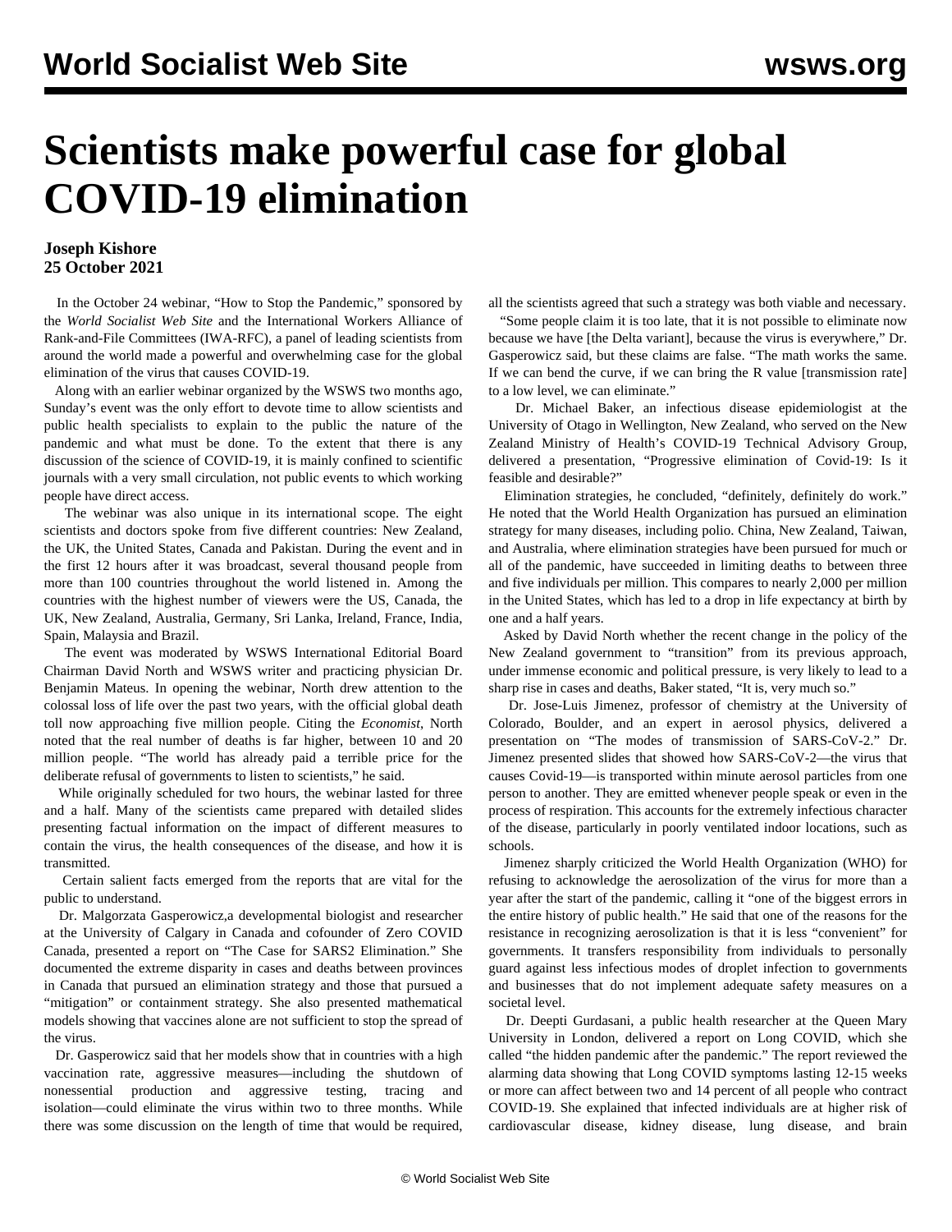# Scientists make powerful case for global COVID-19 elimination

**Joseph Kishore**
**25 October 2021**

In the October 24 webinar, "How to Stop the Pandemic," sponsored by the *World Socialist Web Site* and the International Workers Alliance of Rank-and-File Committees (IWA-RFC), a panel of leading scientists from around the world made a powerful and overwhelming case for the global elimination of the virus that causes COVID-19.

Along with an earlier webinar organized by the WSWS two months ago, Sunday's event was the only effort to devote time to allow scientists and public health specialists to explain to the public the nature of the pandemic and what must be done. To the extent that there is any discussion of the science of COVID-19, it is mainly confined to scientific journals with a very small circulation, not public events to which working people have direct access.

The webinar was also unique in its international scope. The eight scientists and doctors spoke from five different countries: New Zealand, the UK, the United States, Canada and Pakistan. During the event and in the first 12 hours after it was broadcast, several thousand people from more than 100 countries throughout the world listened in. Among the countries with the highest number of viewers were the US, Canada, the UK, New Zealand, Australia, Germany, Sri Lanka, Ireland, France, India, Spain, Malaysia and Brazil.

The event was moderated by WSWS International Editorial Board Chairman David North and WSWS writer and practicing physician Dr. Benjamin Mateus. In opening the webinar, North drew attention to the colossal loss of life over the past two years, with the official global death toll now approaching five million people. Citing the *Economist*, North noted that the real number of deaths is far higher, between 10 and 20 million people. "The world has already paid a terrible price for the deliberate refusal of governments to listen to scientists," he said.

While originally scheduled for two hours, the webinar lasted for three and a half. Many of the scientists came prepared with detailed slides presenting factual information on the impact of different measures to contain the virus, the health consequences of the disease, and how it is transmitted.

Certain salient facts emerged from the reports that are vital for the public to understand.

Dr. Malgorzata Gasperowicz,a developmental biologist and researcher at the University of Calgary in Canada and cofounder of Zero COVID Canada, presented a report on "The Case for SARS2 Elimination." She documented the extreme disparity in cases and deaths between provinces in Canada that pursued an elimination strategy and those that pursued a "mitigation" or containment strategy. She also presented mathematical models showing that vaccines alone are not sufficient to stop the spread of the virus.

Dr. Gasperowicz said that her models show that in countries with a high vaccination rate, aggressive measures—including the shutdown of nonessential production and aggressive testing, tracing and isolation—could eliminate the virus within two to three months. While there was some discussion on the length of time that would be required, all the scientists agreed that such a strategy was both viable and necessary.

"Some people claim it is too late, that it is not possible to eliminate now because we have [the Delta variant], because the virus is everywhere," Dr. Gasperowicz said, but these claims are false. "The math works the same. If we can bend the curve, if we can bring the R value [transmission rate] to a low level, we can eliminate."

Dr. Michael Baker, an infectious disease epidemiologist at the University of Otago in Wellington, New Zealand, who served on the New Zealand Ministry of Health's COVID-19 Technical Advisory Group, delivered a presentation, "Progressive elimination of Covid-19: Is it feasible and desirable?"

Elimination strategies, he concluded, "definitely, definitely do work." He noted that the World Health Organization has pursued an elimination strategy for many diseases, including polio. China, New Zealand, Taiwan, and Australia, where elimination strategies have been pursued for much or all of the pandemic, have succeeded in limiting deaths to between three and five individuals per million. This compares to nearly 2,000 per million in the United States, which has led to a drop in life expectancy at birth by one and a half years.

Asked by David North whether the recent change in the policy of the New Zealand government to "transition" from its previous approach, under immense economic and political pressure, is very likely to lead to a sharp rise in cases and deaths, Baker stated, "It is, very much so."

Dr. Jose-Luis Jimenez, professor of chemistry at the University of Colorado, Boulder, and an expert in aerosol physics, delivered a presentation on "The modes of transmission of SARS-CoV-2." Dr. Jimenez presented slides that showed how SARS-CoV-2—the virus that causes Covid-19—is transported within minute aerosol particles from one person to another. They are emitted whenever people speak or even in the process of respiration. This accounts for the extremely infectious character of the disease, particularly in poorly ventilated indoor locations, such as schools.

Jimenez sharply criticized the World Health Organization (WHO) for refusing to acknowledge the aerosolization of the virus for more than a year after the start of the pandemic, calling it "one of the biggest errors in the entire history of public health." He said that one of the reasons for the resistance in recognizing aerosolization is that it is less "convenient" for governments. It transfers responsibility from individuals to personally guard against less infectious modes of droplet infection to governments and businesses that do not implement adequate safety measures on a societal level.

Dr. Deepti Gurdasani, a public health researcher at the Queen Mary University in London, delivered a report on Long COVID, which she called "the hidden pandemic after the pandemic." The report reviewed the alarming data showing that Long COVID symptoms lasting 12-15 weeks or more can affect between two and 14 percent of all people who contract COVID-19. She explained that infected individuals are at higher risk of cardiovascular disease, kidney disease, lung disease, and brain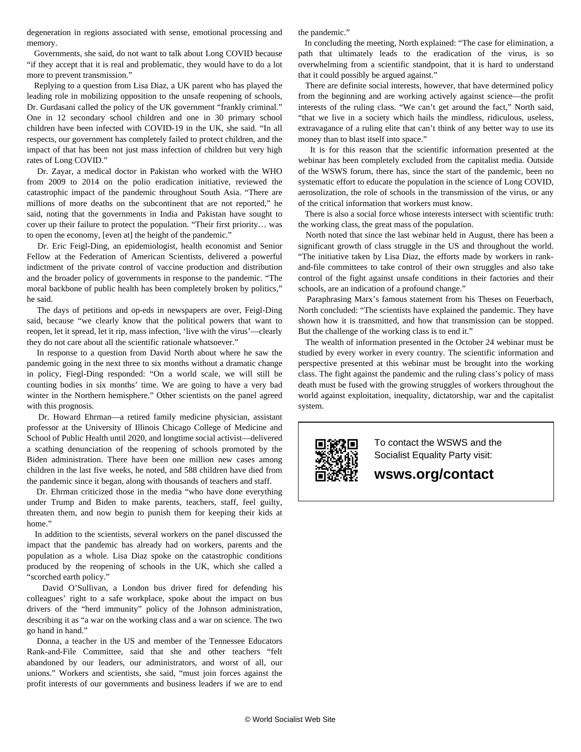degeneration in regions associated with sense, emotional processing and memory.

Governments, she said, do not want to talk about Long COVID because "if they accept that it is real and problematic, they would have to do a lot more to prevent transmission."

Replying to a question from Lisa Diaz, a UK parent who has played the leading role in mobilizing opposition to the unsafe reopening of schools, Dr. Gurdasani called the policy of the UK government "frankly criminal." One in 12 secondary school children and one in 30 primary school children have been infected with COVID-19 in the UK, she said. "In all respects, our government has completely failed to protect children, and the impact of that has been not just mass infection of children but very high rates of Long COVID."

Dr. Zayar, a medical doctor in Pakistan who worked with the WHO from 2009 to 2014 on the polio eradication initiative, reviewed the catastrophic impact of the pandemic throughout South Asia. "There are millions of more deaths on the subcontinent that are not reported," he said, noting that the governments in India and Pakistan have sought to cover up their failure to protect the population. "Their first priority… was to open the economy, [even at] the height of the pandemic."

Dr. Eric Feigl-Ding, an epidemiologist, health economist and Senior Fellow at the Federation of American Scientists, delivered a powerful indictment of the private control of vaccine production and distribution and the broader policy of governments in response to the pandemic. "The moral backbone of public health has been completely broken by politics," he said.

The days of petitions and op-eds in newspapers are over, Feigl-Ding said, because "we clearly know that the political powers that want to reopen, let it spread, let it rip, mass infection, 'live with the virus'—clearly they do not care about all the scientific rationale whatsoever."

In response to a question from David North about where he saw the pandemic going in the next three to six months without a dramatic change in policy, Fiegl-Ding responded: "On a world scale, we will still be counting bodies in six months' time. We are going to have a very bad winter in the Northern hemisphere." Other scientists on the panel agreed with this prognosis.

Dr. Howard Ehrman—a retired family medicine physician, assistant professor at the University of Illinois Chicago College of Medicine and School of Public Health until 2020, and longtime social activist—delivered a scathing denunciation of the reopening of schools promoted by the Biden administration. There have been one million new cases among children in the last five weeks, he noted, and 588 children have died from the pandemic since it began, along with thousands of teachers and staff.

Dr. Ehrman criticized those in the media "who have done everything under Trump and Biden to make parents, teachers, staff, feel guilty, threaten them, and now begin to punish them for keeping their kids at home."

In addition to the scientists, several workers on the panel discussed the impact that the pandemic has already had on workers, parents and the population as a whole. Lisa Diaz spoke on the catastrophic conditions produced by the reopening of schools in the UK, which she called a "scorched earth policy."

David O'Sullivan, a London bus driver fired for defending his colleagues' right to a safe workplace, spoke about the impact on bus drivers of the "herd immunity" policy of the Johnson administration, describing it as "a war on the working class and a war on science. The two go hand in hand."

Donna, a teacher in the US and member of the Tennessee Educators Rank-and-File Committee, said that she and other teachers "felt abandoned by our leaders, our administrators, and worst of all, our unions." Workers and scientists, she said, "must join forces against the profit interests of our governments and business leaders if we are to end the pandemic."

In concluding the meeting, North explained: "The case for elimination, a path that ultimately leads to the eradication of the virus, is so overwhelming from a scientific standpoint, that it is hard to understand that it could possibly be argued against."

There are definite social interests, however, that have determined policy from the beginning and are working actively against science—the profit interests of the ruling class. "We can't get around the fact," North said, "that we live in a society which hails the mindless, ridiculous, useless, extravagance of a ruling elite that can't think of any better way to use its money than to blast itself into space."

It is for this reason that the scientific information presented at the webinar has been completely excluded from the capitalist media. Outside of the WSWS forum, there has, since the start of the pandemic, been no systematic effort to educate the population in the science of Long COVID, aerosolization, the role of schools in the transmission of the virus, or any of the critical information that workers must know.

There is also a social force whose interests intersect with scientific truth: the working class, the great mass of the population.

North noted that since the last webinar held in August, there has been a significant growth of class struggle in the US and throughout the world. "The initiative taken by Lisa Diaz, the efforts made by workers in rank-and-file committees to take control of their own struggles and also take control of the fight against unsafe conditions in their factories and their schools, are an indication of a profound change."

Paraphrasing Marx's famous statement from his Theses on Feuerbach, North concluded: "The scientists have explained the pandemic. They have shown how it is transmitted, and how that transmission can be stopped. But the challenge of the working class is to end it."

The wealth of information presented in the October 24 webinar must be studied by every worker in every country. The scientific information and perspective presented at this webinar must be brought into the working class. The fight against the pandemic and the ruling class's policy of mass death must be fused with the growing struggles of workers throughout the world against exploitation, inequality, dictatorship, war and the capitalist system.

To contact the WSWS and the Socialist Equality Party visit:

**wsws.org/contact**